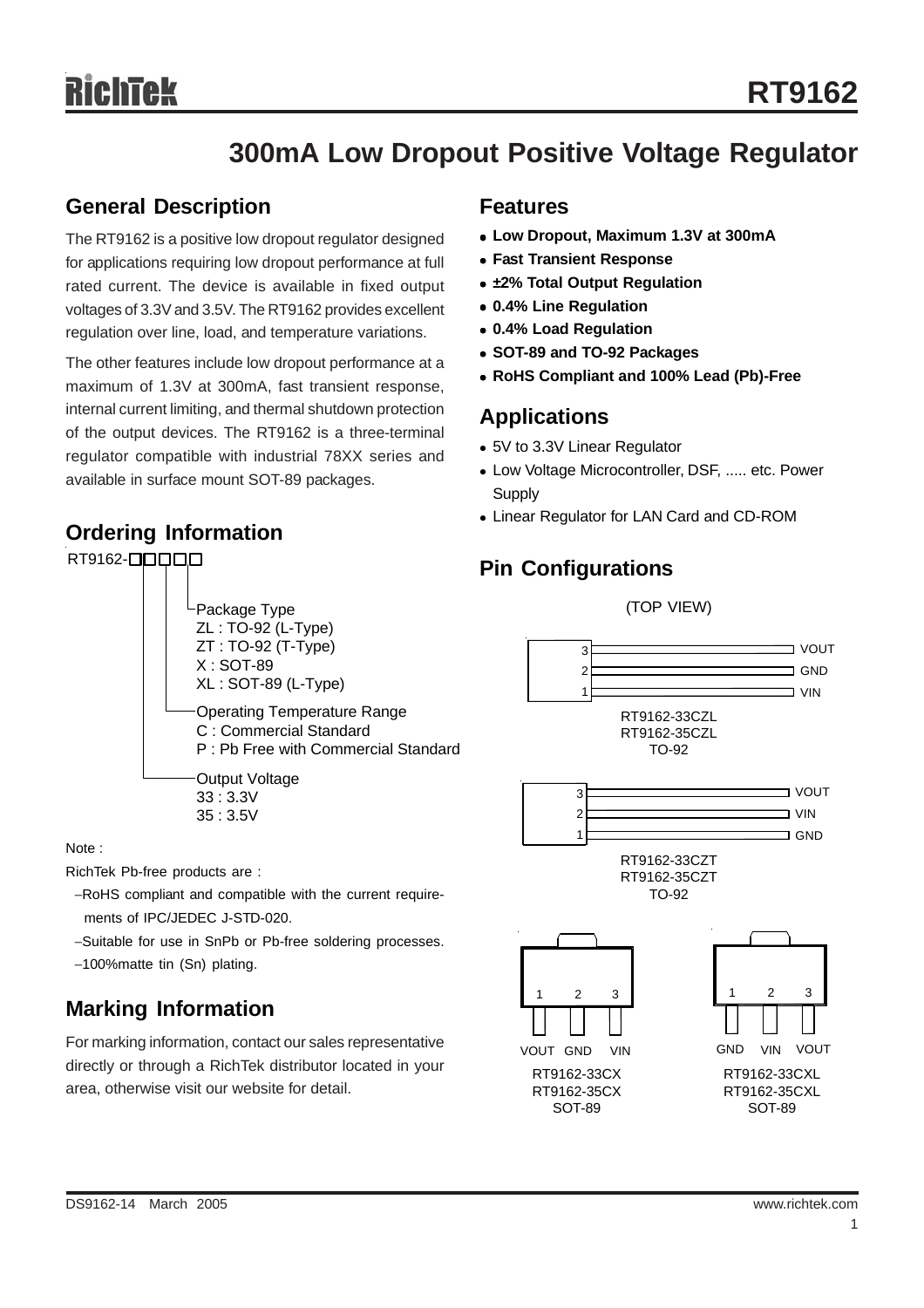# RT9162

## 300mA Low Dropout Positive Voltage Regulator

## General Description

The RT9162 is a positive low dropout regulator designed for applications requiring low dropout performance at full rated current. The device is available in fixed output voltages of 3.3V and 3.5V. The RT9162 provides excellent regulation over line, load, and temperature variations.

The other features include low dropout performance at a maximum of 1.3V at 300mA, fast transient response, internal current limiting, and thermal shutdown protection of the output devices. The RT9162 is a three-terminal regulator compatible with industrial 78XX series and available in surface mount SOT-89 packages.

## Ordering Information

RT9162-□□□□□

- Package Type
  - ZL : TO-92 (L-Type)
  - ZT : TO-92 (T-Type)
  - X : SOT-89
  - XL : SOT-89 (L-Type)
- Operating Temperature Range
  - C : Commercial Standard
  - P : Pb Free with Commercial Standard
- Output Voltage
  - 33 : 3.3V
  - 35 : 3.5V

Note :

RichTek Pb-free products are :

- −RoHS compliant and compatible with the current requirements of IPC/JEDEC J-STD-020.
- −Suitable for use in SnPb or Pb-free soldering processes.
- −100%matte tin (Sn) plating.

## Marking Information

For marking information, contact our sales representative directly or through a RichTek distributor located in your area, otherwise visit our website for detail.

## Features

- **Low Dropout, Maximum 1.3V at 300mA**
- **Fast Transient Response**
- **±2% Total Output Regulation**
- **0.4% Line Regulation**
- **0.4% Load Regulation**
- **SOT-89 and TO-92 Packages**
- **RoHS Compliant and 100% Lead (Pb)-Free**

## Applications

- 5V to 3.3V Linear Regulator
- Low Voltage Microcontroller, DSF, ..... etc. Power Supply
- Linear Regulator for LAN Card and CD-ROM

## Pin Configurations

(TOP VIEW)

3 VOUT, 2 GND, 1 VIN

RT9162-33CZL
RT9162-35CZL
TO-92

3 VOUT, 2 VIN, 1 GND

RT9162-33CZT
RT9162-35CZT
TO-92

1 VOUT, 2 GND, 3 VIN

RT9162-33CX
RT9162-35CX
SOT-89

1 GND, 2 VIN, 3 VOUT

RT9162-33CXL
RT9162-35CXL
SOT-89

DS9162-14 March 2005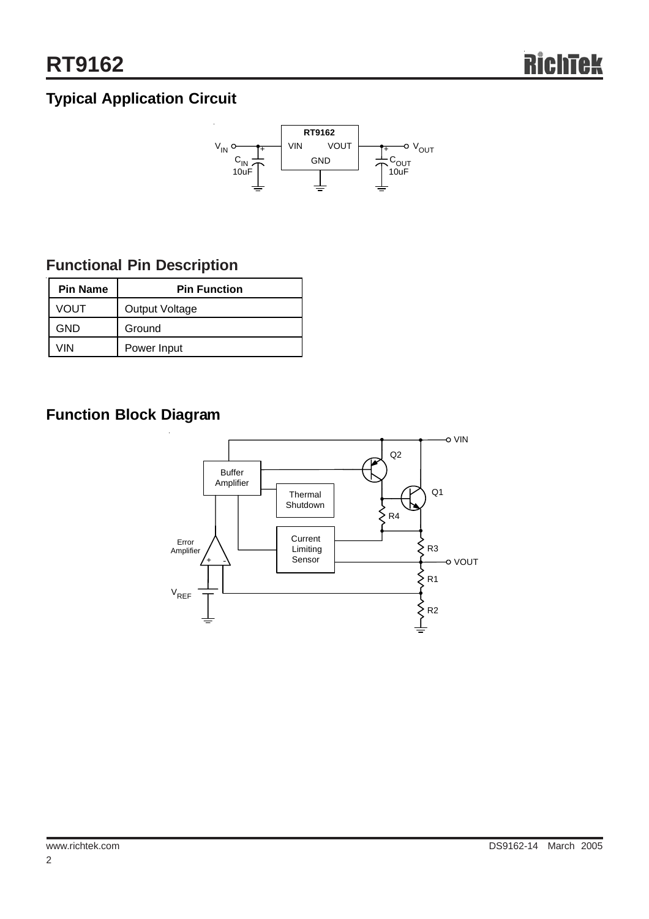## Typical Application Circuit

## Functional Pin Description

| Pin Name | Pin Function |
|---|---|
| VOUT | Output Voltage |
| GND | Ground |
| VIN | Power Input |

## Function Block Diagram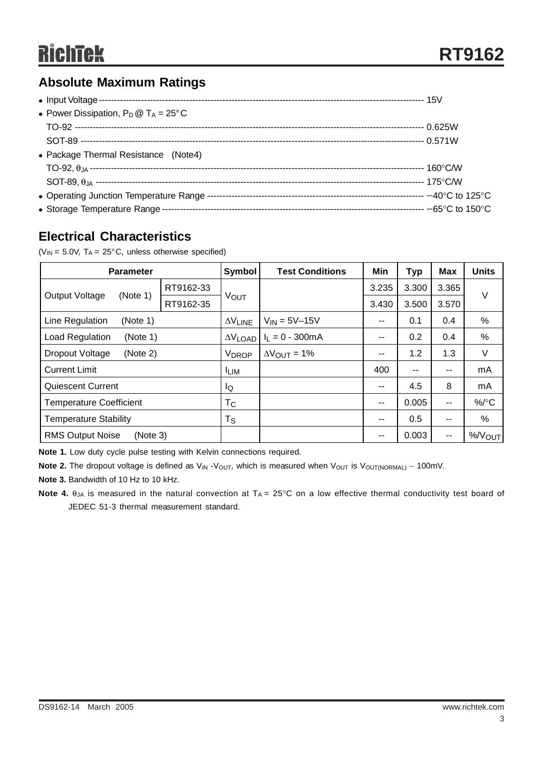## Absolute Maximum Ratings

- Input Voltage ---------------------------------------------------------------------------------------------------------------- 15V
- Power Dissipation, $P_D$ @ $T_A$ = 25°C
  TO-92 ---------------------------------------------------------------------------------------------------------------- 0.625W
  SOT-89 ---------------------------------------------------------------------------------------------------------------- 0.571W
- Package Thermal Resistance (Note4)
  TO-92, $\theta_{JA}$ ---------------------------------------------------------------------------------------------------------------- 160°C/W
  SOT-89, $\theta_{JA}$ ---------------------------------------------------------------------------------------------------------------- 175°C/W
- Operating Junction Temperature Range ---------------------------------------------------------------------------------- −40°C to 125°C
- Storage Temperature Range ---------------------------------------------------------------------------------------------- −65°C to 150°C

## Electrical Characteristics

($V_{IN}$ = 5.0V, $T_A$ = 25°C, unless otherwise specified)

| Parameter | | Symbol | Test Conditions | Min | Typ | Max | Units |
|---|---|---|---|---|---|---|---|
| Output Voltage (Note 1) | RT9162-33 | $V_{OUT}$ | | 3.235 | 3.300 | 3.365 | V |
| | RT9162-35 | | | 3.430 | 3.500 | 3.570 | |
| Line Regulation (Note 1) | | $\Delta V_{LINE}$ | $V_{IN}$ = 5V–15V | -- | 0.1 | 0.4 | % |
| Load Regulation (Note 1) | | $\Delta V_{LOAD}$ | $I_L$ = 0 - 300mA | -- | 0.2 | 0.4 | % |
| Dropout Voltage (Note 2) | | $V_{DROP}$ | $\Delta V_{OUT}$ = 1% | -- | 1.2 | 1.3 | V |
| Current Limit | | $I_{LIM}$ | | 400 | -- | -- | mA |
| Quiescent Current | | $I_Q$ | | -- | 4.5 | 8 | mA |
| Temperature Coefficient | | $T_C$ | | -- | 0.005 | -- | %/°C |
| Temperature Stability | | $T_S$ | | -- | 0.5 | -- | % |
| RMS Output Noise (Note 3) | | | | -- | 0.003 | -- | %/$V_{OUT}$ |

**Note 1.** Low duty cycle pulse testing with Kelvin connections required.

**Note 2.** The dropout voltage is defined as $V_{IN}$ -$V_{OUT}$, which is measured when $V_{OUT}$ is $V_{OUT(NORMAL)}$ − 100mV.

**Note 3.** Bandwidth of 10 Hz to 10 kHz.

**Note 4.** $\theta_{JA}$ is measured in the natural convection at $T_A$ = 25°C on a low effective thermal conductivity test board of JEDEC 51-3 thermal measurement standard.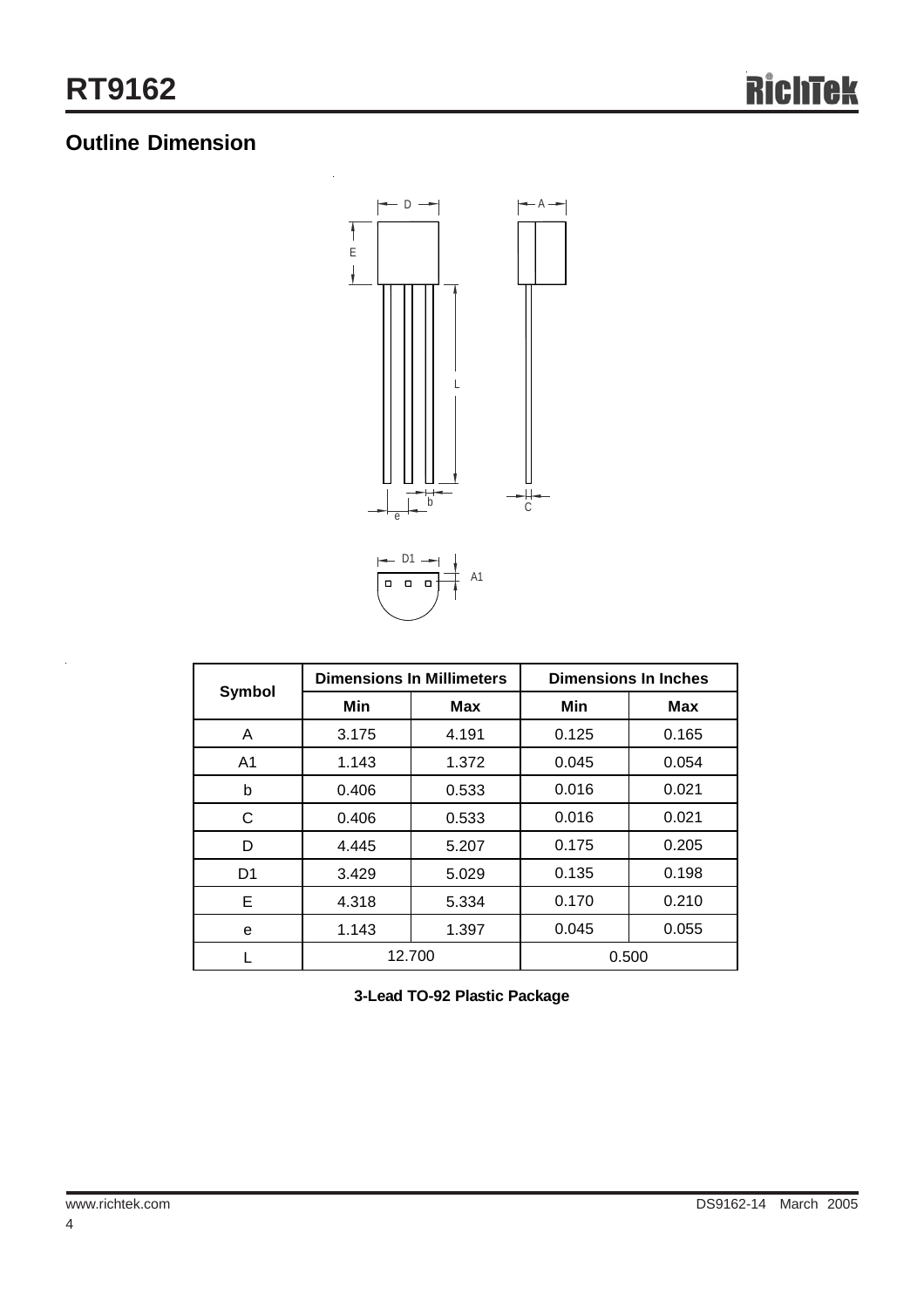## Outline Dimension

| Symbol | Dimensions In Millimeters | | Dimensions In Inches | |
|---|---|---|---|---|
| | Min | Max | Min | Max |
| A | 3.175 | 4.191 | 0.125 | 0.165 |
| A1 | 1.143 | 1.372 | 0.045 | 0.054 |
| b | 0.406 | 0.533 | 0.016 | 0.021 |
| C | 0.406 | 0.533 | 0.016 | 0.021 |
| D | 4.445 | 5.207 | 0.175 | 0.205 |
| D1 | 3.429 | 5.029 | 0.135 | 0.198 |
| E | 4.318 | 5.334 | 0.170 | 0.210 |
| e | 1.143 | 1.397 | 0.045 | 0.055 |
| L | 12.700 | | 0.500 | |

**3-Lead TO-92 Plastic Package**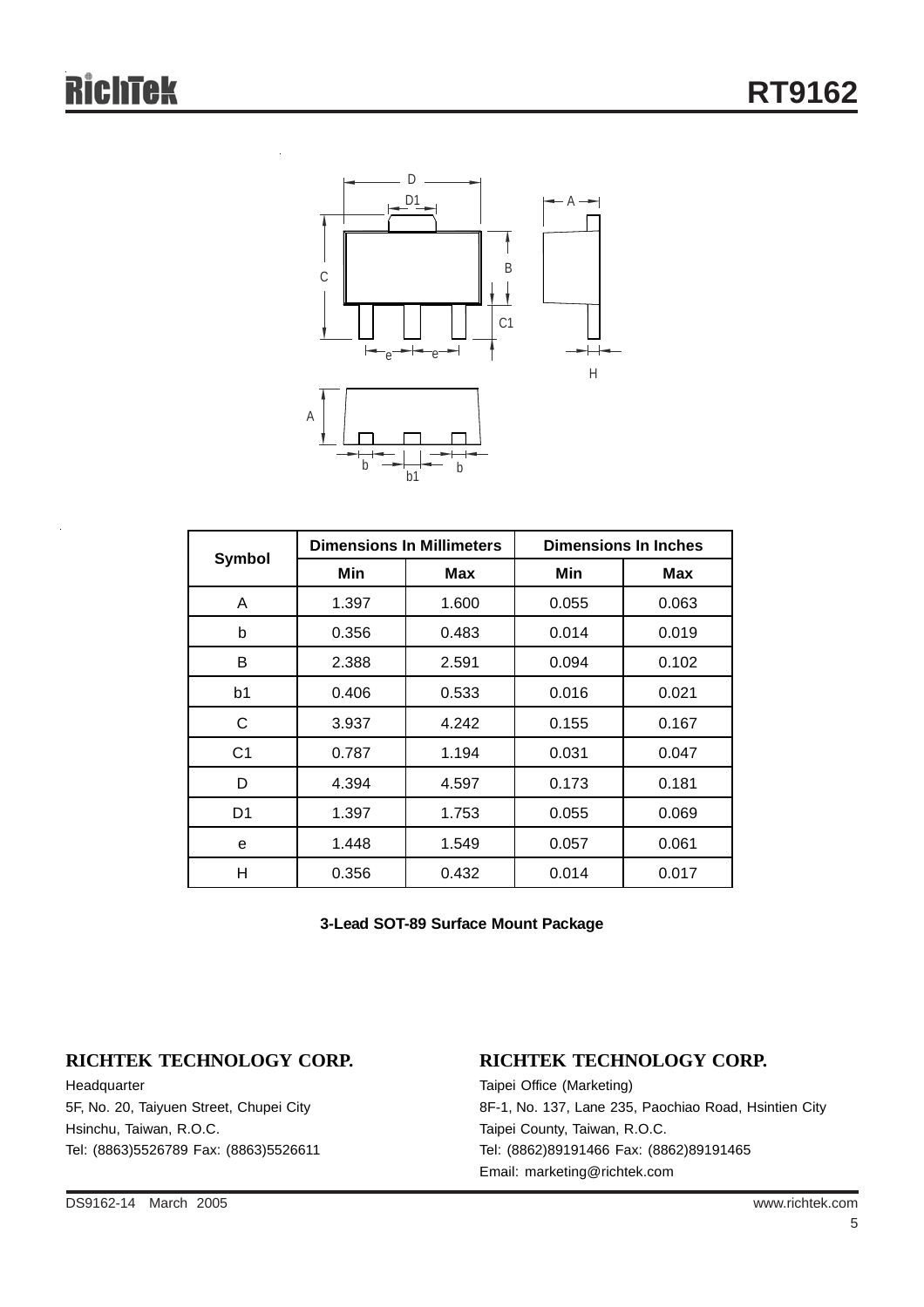D

D1

A

B

C

C1

e e

H

A

b b1 b

| Symbol | Dimensions In Millimeters | | Dimensions In Inches | |
|---|---|---|---|---|
| | Min | Max | Min | Max |
| A | 1.397 | 1.600 | 0.055 | 0.063 |
| b | 0.356 | 0.483 | 0.014 | 0.019 |
| B | 2.388 | 2.591 | 0.094 | 0.102 |
| b1 | 0.406 | 0.533 | 0.016 | 0.021 |
| C | 3.937 | 4.242 | 0.155 | 0.167 |
| C1 | 0.787 | 1.194 | 0.031 | 0.047 |
| D | 4.394 | 4.597 | 0.173 | 0.181 |
| D1 | 1.397 | 1.753 | 0.055 | 0.069 |
| e | 1.448 | 1.549 | 0.057 | 0.061 |
| H | 0.356 | 0.432 | 0.014 | 0.017 |

**3-Lead SOT-89 Surface Mount Package**

**RICHTEK TECHNOLOGY CORP.**

Headquarter
5F, No. 20, Taiyuen Street, Chupei City
Hsinchu, Taiwan, R.O.C.
Tel: (8863)5526789 Fax: (8863)5526611

**RICHTEK TECHNOLOGY CORP.**

Taipei Office (Marketing)
8F-1, No. 137, Lane 235, Paochiao Road, Hsintien City
Taipei County, Taiwan, R.O.C.
Tel: (8862)89191466 Fax: (8862)89191465
Email: marketing@richtek.com